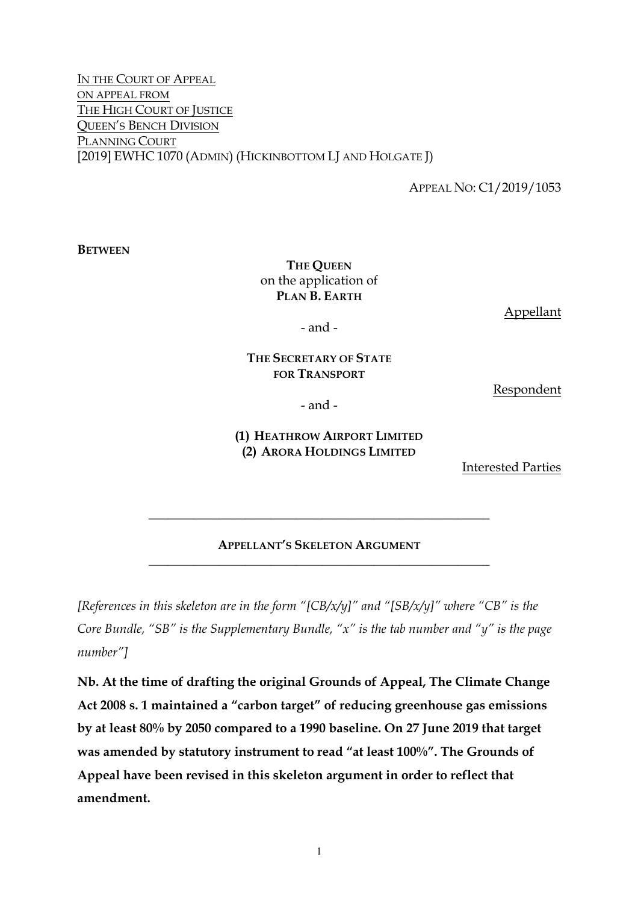IN THE COURT OF APPEAL
ON APPEAL FROM
THE HIGH COURT OF JUSTICE
QUEEN'S BENCH DIVISION
PLANNING COURT
[2019] EWHC 1070 (ADMIN) (HICKINBOTTOM LJ AND HOLGATE J)

APPEAL NO: C1/2019/1053

**BETWEEN**

**THE QUEEN**
on the application of
**PLAN B. EARTH**

Appellant

- and -

**THE SECRETARY OF STATE FOR TRANSPORT**

Respondent

- and -

**(1) HEATHROW AIRPORT LIMITED**
**(2) ARORA HOLDINGS LIMITED**

Interested Parties

---

**APPELLANT'S SKELETON ARGUMENT**

---

*[References in this skeleton are in the form "[CB/x/y]" and "[SB/x/y]" where "CB" is the Core Bundle, "SB" is the Supplementary Bundle, "x" is the tab number and "y" is the page number"]*

**Nb. At the time of drafting the original Grounds of Appeal, The Climate Change Act 2008 s. 1 maintained a "carbon target" of reducing greenhouse gas emissions by at least 80% by 2050 compared to a 1990 baseline. On 27 June 2019 that target was amended by statutory instrument to read "at least 100%". The Grounds of Appeal have been revised in this skeleton argument in order to reflect that amendment.**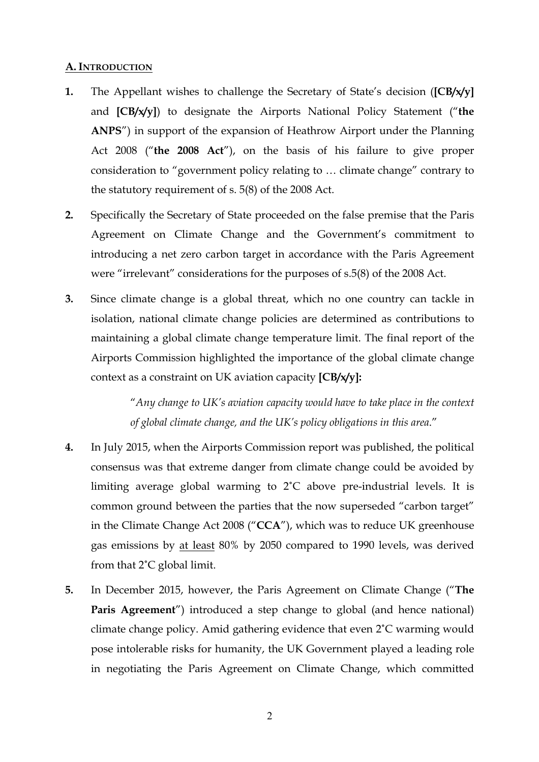## A. INTRODUCTION

**1.** The Appellant wishes to challenge the Secretary of State's decision (**[CB/x/y]** and **[CB/x/y]**) to designate the Airports National Policy Statement ("**the ANPS**") in support of the expansion of Heathrow Airport under the Planning Act 2008 ("**the 2008 Act**"), on the basis of his failure to give proper consideration to "government policy relating to … climate change" contrary to the statutory requirement of s. 5(8) of the 2008 Act.

**2.** Specifically the Secretary of State proceeded on the false premise that the Paris Agreement on Climate Change and the Government's commitment to introducing a net zero carbon target in accordance with the Paris Agreement were "irrelevant" considerations for the purposes of s.5(8) of the 2008 Act.

**3.** Since climate change is a global threat, which no one country can tackle in isolation, national climate change policies are determined as contributions to maintaining a global climate change temperature limit. The final report of the Airports Commission highlighted the importance of the global climate change context as a constraint on UK aviation capacity **[CB/x/y]:**

> "*Any change to UK's aviation capacity would have to take place in the context of global climate change, and the UK's policy obligations in this area.*"

**4.** In July 2015, when the Airports Commission report was published, the political consensus was that extreme danger from climate change could be avoided by limiting average global warming to 2˚C above pre-industrial levels. It is common ground between the parties that the now superseded "carbon target" in the Climate Change Act 2008 ("**CCA**"), which was to reduce UK greenhouse gas emissions by <u>at least</u> 80% by 2050 compared to 1990 levels, was derived from that 2˚C global limit.

**5.** In December 2015, however, the Paris Agreement on Climate Change ("**The Paris Agreement**") introduced a step change to global (and hence national) climate change policy. Amid gathering evidence that even 2˚C warming would pose intolerable risks for humanity, the UK Government played a leading role in negotiating the Paris Agreement on Climate Change, which committed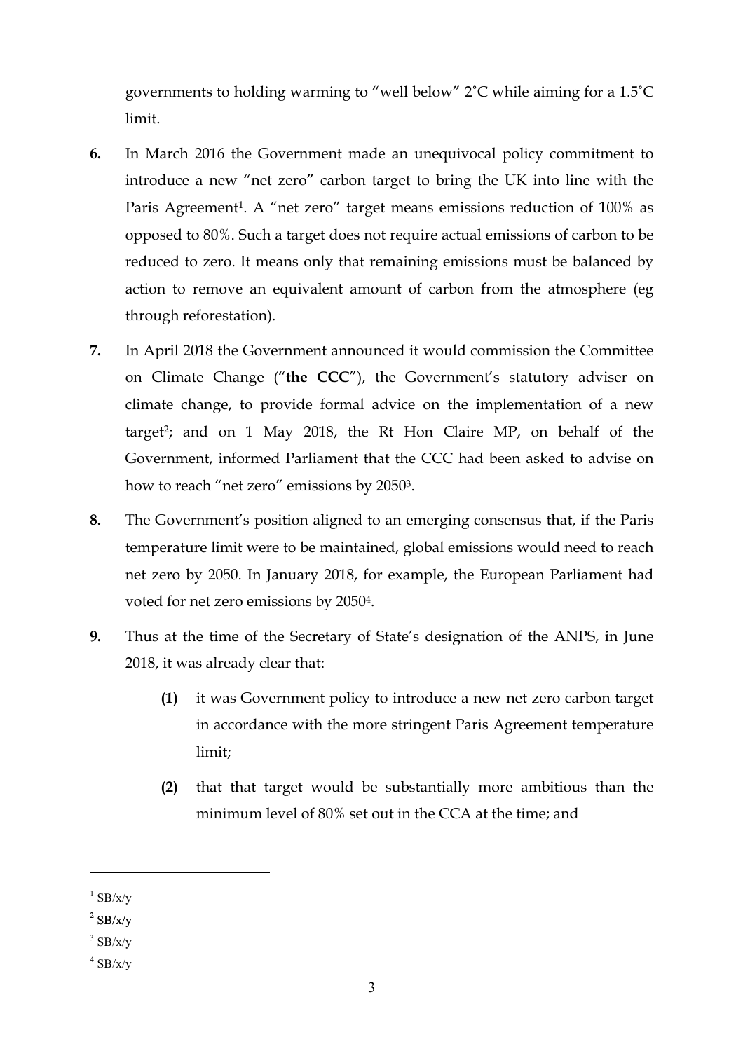governments to holding warming to "well below" 2˚C while aiming for a 1.5˚C limit.

**6.** In March 2016 the Government made an unequivocal policy commitment to introduce a new "net zero" carbon target to bring the UK into line with the Paris Agreement[1]. A "net zero" target means emissions reduction of 100% as opposed to 80%. Such a target does not require actual emissions of carbon to be reduced to zero. It means only that remaining emissions must be balanced by action to remove an equivalent amount of carbon from the atmosphere (eg through reforestation).

**7.** In April 2018 the Government announced it would commission the Committee on Climate Change ("**the CCC**"), the Government's statutory adviser on climate change, to provide formal advice on the implementation of a new target[2]; and on 1 May 2018, the Rt Hon Claire MP, on behalf of the Government, informed Parliament that the CCC had been asked to advise on how to reach "net zero" emissions by 2050[3].

**8.** The Government's position aligned to an emerging consensus that, if the Paris temperature limit were to be maintained, global emissions would need to reach net zero by 2050. In January 2018, for example, the European Parliament had voted for net zero emissions by 2050[4].

**9.** Thus at the time of the Secretary of State's designation of the ANPS, in June 2018, it was already clear that:

**(1)** it was Government policy to introduce a new net zero carbon target in accordance with the more stringent Paris Agreement temperature limit;

**(2)** that that target would be substantially more ambitious than the minimum level of 80% set out in the CCA at the time; and

---

[1] SB/x/y

[2] SB/x/y

[3] SB/x/y

[4] SB/x/y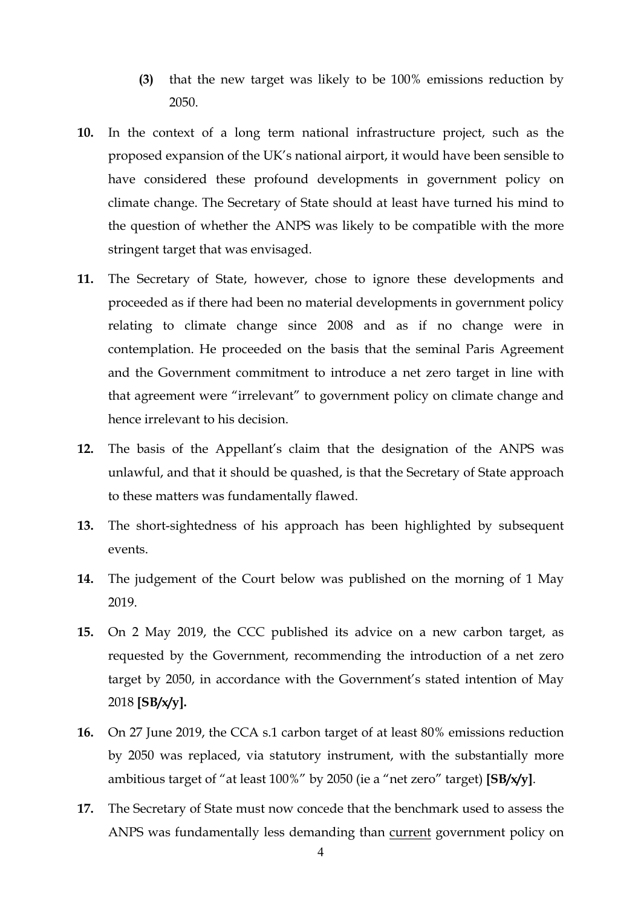**(3)** that the new target was likely to be 100% emissions reduction by 2050.

**10.** In the context of a long term national infrastructure project, such as the proposed expansion of the UK's national airport, it would have been sensible to have considered these profound developments in government policy on climate change. The Secretary of State should at least have turned his mind to the question of whether the ANPS was likely to be compatible with the more stringent target that was envisaged.

**11.** The Secretary of State, however, chose to ignore these developments and proceeded as if there had been no material developments in government policy relating to climate change since 2008 and as if no change were in contemplation. He proceeded on the basis that the seminal Paris Agreement and the Government commitment to introduce a net zero target in line with that agreement were "irrelevant" to government policy on climate change and hence irrelevant to his decision.

**12.** The basis of the Appellant's claim that the designation of the ANPS was unlawful, and that it should be quashed, is that the Secretary of State approach to these matters was fundamentally flawed.

**13.** The short-sightedness of his approach has been highlighted by subsequent events.

**14.** The judgement of the Court below was published on the morning of 1 May 2019.

**15.** On 2 May 2019, the CCC published its advice on a new carbon target, as requested by the Government, recommending the introduction of a net zero target by 2050, in accordance with the Government's stated intention of May 2018 **[SB/x/y].**

**16.** On 27 June 2019, the CCA s.1 carbon target of at least 80% emissions reduction by 2050 was replaced, via statutory instrument, with the substantially more ambitious target of "at least 100%" by 2050 (ie a "net zero" target) **[SB/x/y]**.

**17.** The Secretary of State must now concede that the benchmark used to assess the ANPS was fundamentally less demanding than <u>current</u> government policy on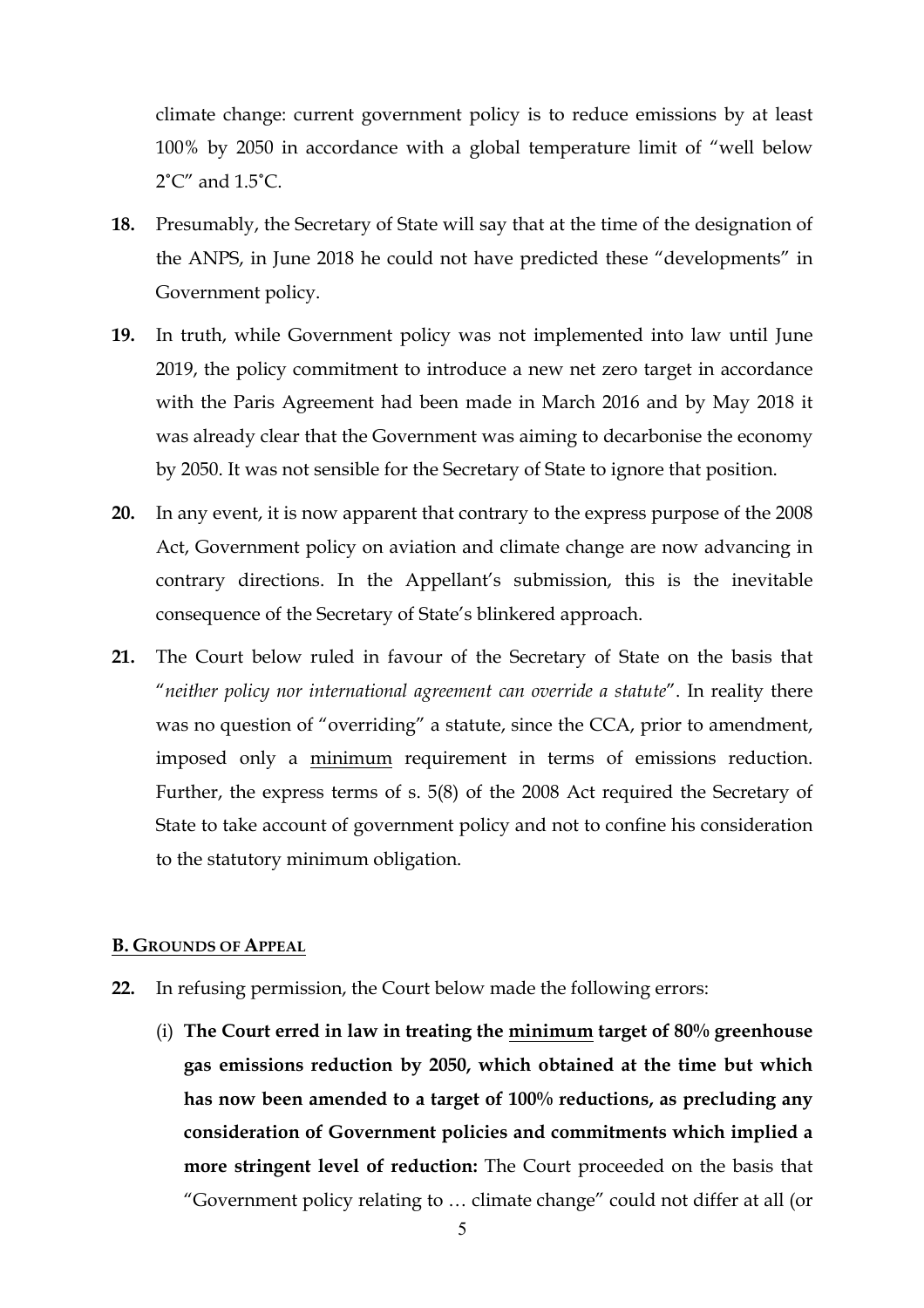climate change: current government policy is to reduce emissions by at least 100% by 2050 in accordance with a global temperature limit of "well below 2˚C" and 1.5˚C.

**18.** Presumably, the Secretary of State will say that at the time of the designation of the ANPS, in June 2018 he could not have predicted these "developments" in Government policy.

**19.** In truth, while Government policy was not implemented into law until June 2019, the policy commitment to introduce a new net zero target in accordance with the Paris Agreement had been made in March 2016 and by May 2018 it was already clear that the Government was aiming to decarbonise the economy by 2050. It was not sensible for the Secretary of State to ignore that position.

**20.** In any event, it is now apparent that contrary to the express purpose of the 2008 Act, Government policy on aviation and climate change are now advancing in contrary directions. In the Appellant's submission, this is the inevitable consequence of the Secretary of State's blinkered approach.

**21.** The Court below ruled in favour of the Secretary of State on the basis that "*neither policy nor international agreement can override a statute*". In reality there was no question of "overriding" a statute, since the CCA, prior to amendment, imposed only a <u>minimum</u> requirement in terms of emissions reduction. Further, the express terms of s. 5(8) of the 2008 Act required the Secretary of State to take account of government policy and not to confine his consideration to the statutory minimum obligation.

## <u>B. GROUNDS OF APPEAL</u>

**22.** In refusing permission, the Court below made the following errors:

(i) **The Court erred in law in treating the <u>minimum</u> target of 80% greenhouse gas emissions reduction by 2050, which obtained at the time but which has now been amended to a target of 100% reductions, as precluding any consideration of Government policies and commitments which implied a more stringent level of reduction:** The Court proceeded on the basis that "Government policy relating to … climate change" could not differ at all (or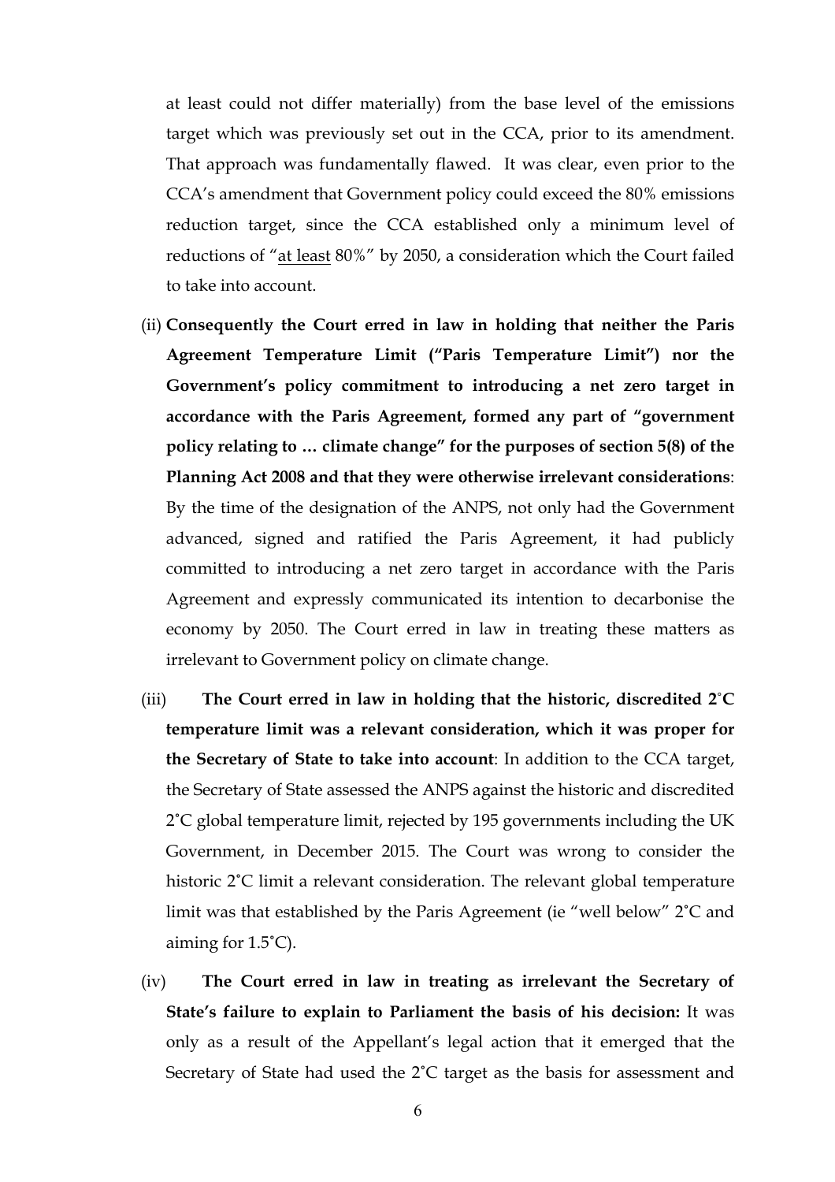at least could not differ materially) from the base level of the emissions target which was previously set out in the CCA, prior to its amendment. That approach was fundamentally flawed. It was clear, even prior to the CCA's amendment that Government policy could exceed the 80% emissions reduction target, since the CCA established only a minimum level of reductions of "<u>at least</u> 80%" by 2050, a consideration which the Court failed to take into account.

(ii) **Consequently the Court erred in law in holding that neither the Paris Agreement Temperature Limit ("Paris Temperature Limit") nor the Government's policy commitment to introducing a net zero target in accordance with the Paris Agreement, formed any part of "government policy relating to … climate change" for the purposes of section 5(8) of the Planning Act 2008 and that they were otherwise irrelevant considerations**: By the time of the designation of the ANPS, not only had the Government advanced, signed and ratified the Paris Agreement, it had publicly committed to introducing a net zero target in accordance with the Paris Agreement and expressly communicated its intention to decarbonise the economy by 2050. The Court erred in law in treating these matters as irrelevant to Government policy on climate change.

(iii) **The Court erred in law in holding that the historic, discredited 2˚C temperature limit was a relevant consideration, which it was proper for the Secretary of State to take into account**: In addition to the CCA target, the Secretary of State assessed the ANPS against the historic and discredited 2˚C global temperature limit, rejected by 195 governments including the UK Government, in December 2015. The Court was wrong to consider the historic 2˚C limit a relevant consideration. The relevant global temperature limit was that established by the Paris Agreement (ie "well below" 2˚C and aiming for 1.5˚C).

(iv) **The Court erred in law in treating as irrelevant the Secretary of State's failure to explain to Parliament the basis of his decision:** It was only as a result of the Appellant's legal action that it emerged that the Secretary of State had used the 2˚C target as the basis for assessment and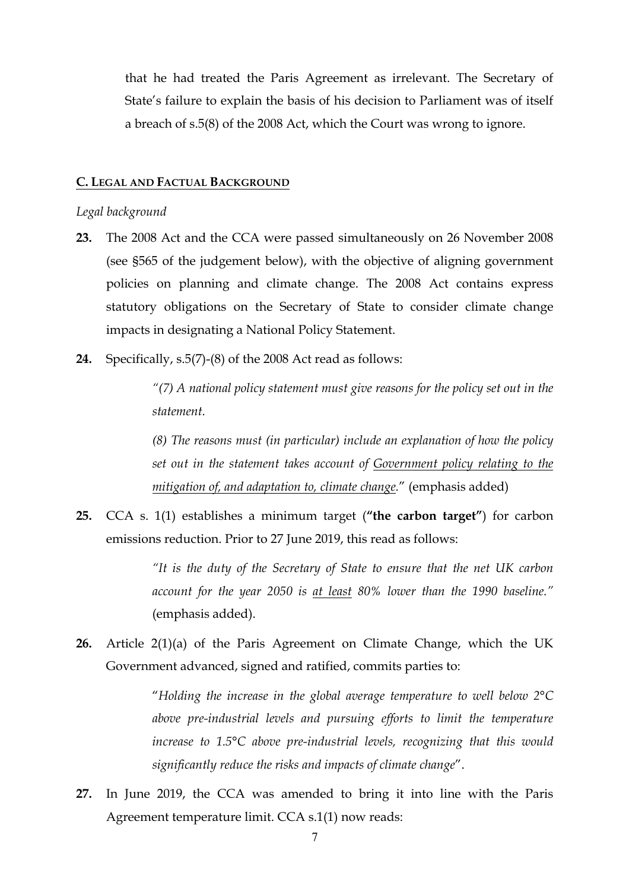that he had treated the Paris Agreement as irrelevant. The Secretary of State's failure to explain the basis of his decision to Parliament was of itself a breach of s.5(8) of the 2008 Act, which the Court was wrong to ignore.

## C. LEGAL AND FACTUAL BACKGROUND

*Legal background*

**23.** The 2008 Act and the CCA were passed simultaneously on 26 November 2008 (see §565 of the judgement below), with the objective of aligning government policies on planning and climate change. The 2008 Act contains express statutory obligations on the Secretary of State to consider climate change impacts in designating a National Policy Statement.

**24.** Specifically, s.5(7)-(8) of the 2008 Act read as follows:

> *"(7) A national policy statement must give reasons for the policy set out in the statement.*
>
> *(8) The reasons must (in particular) include an explanation of how the policy set out in the statement takes account of* *<u>Government policy relating to the mitigation of, and adaptation to, climate change</u>*." (emphasis added)

**25.** CCA s. 1(1) establishes a minimum target (**"the carbon target"**) for carbon emissions reduction. Prior to 27 June 2019, this read as follows:

> *"It is the duty of the Secretary of State to ensure that the net UK carbon account for the year 2050 is* *<u>at least</u>* *80% lower than the 1990 baseline."* (emphasis added).

**26.** Article 2(1)(a) of the Paris Agreement on Climate Change, which the UK Government advanced, signed and ratified, commits parties to:

> "*Holding the increase in the global average temperature to well below 2°C above pre-industrial levels and pursuing efforts to limit the temperature increase to 1.5°C above pre-industrial levels, recognizing that this would significantly reduce the risks and impacts of climate change*".

**27.** In June 2019, the CCA was amended to bring it into line with the Paris Agreement temperature limit. CCA s.1(1) now reads: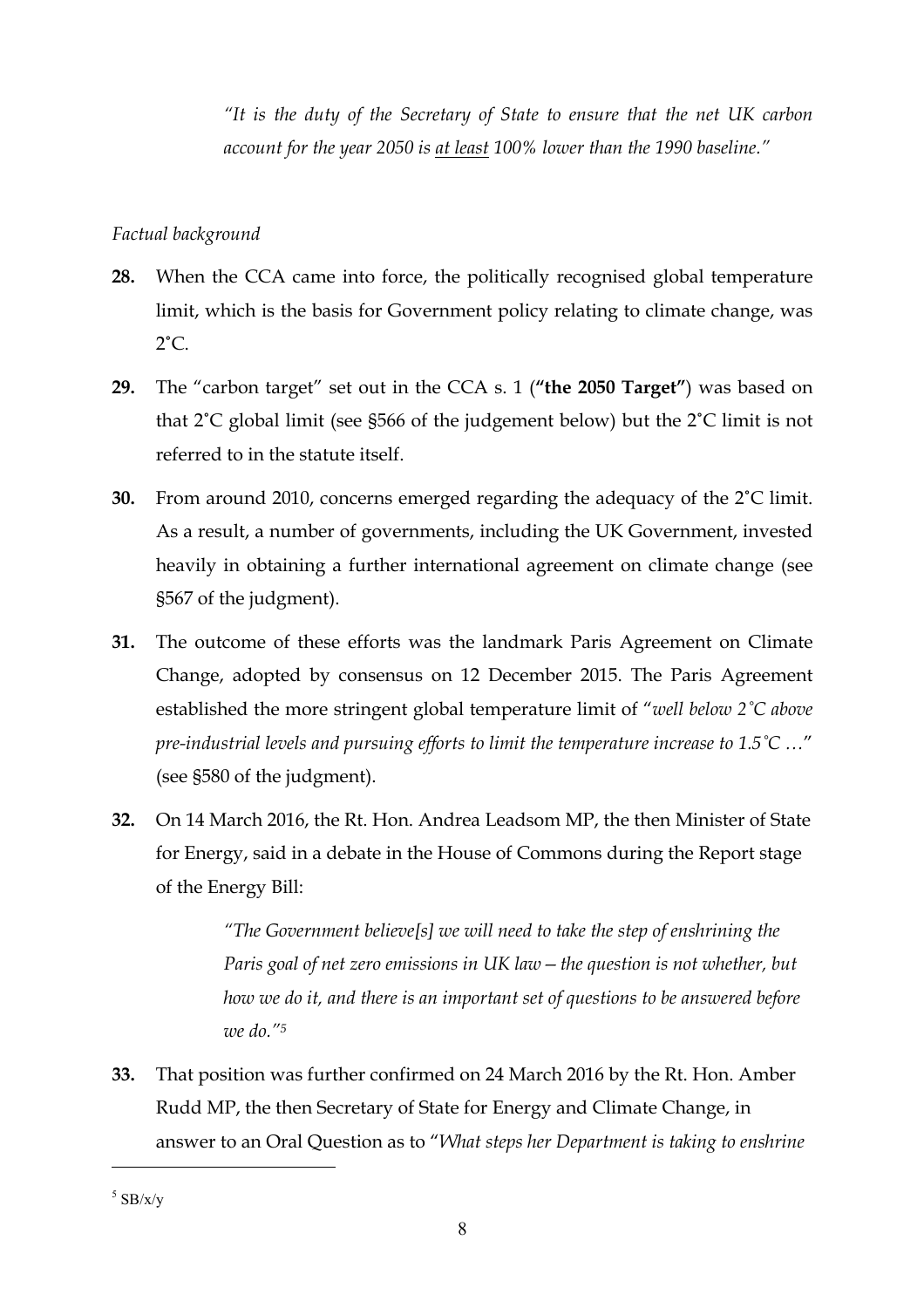> *"It is the duty of the Secretary of State to ensure that the net UK carbon account for the year 2050 is* <u>*at least*</u> *100% lower than the 1990 baseline."*

*Factual background*

**28.** When the CCA came into force, the politically recognised global temperature limit, which is the basis for Government policy relating to climate change, was 2˚C.

**29.** The "carbon target" set out in the CCA s. 1 (**"the 2050 Target"**) was based on that 2˚C global limit (see §566 of the judgement below) but the 2˚C limit is not referred to in the statute itself.

**30.** From around 2010, concerns emerged regarding the adequacy of the 2˚C limit. As a result, a number of governments, including the UK Government, invested heavily in obtaining a further international agreement on climate change (see §567 of the judgment).

**31.** The outcome of these efforts was the landmark Paris Agreement on Climate Change, adopted by consensus on 12 December 2015. The Paris Agreement established the more stringent global temperature limit of "*well below 2˚C above pre-industrial levels and pursuing efforts to limit the temperature increase to 1.5˚C …*" (see §580 of the judgment).

**32.** On 14 March 2016, the Rt. Hon. Andrea Leadsom MP, the then Minister of State for Energy, said in a debate in the House of Commons during the Report stage of the Energy Bill:

> *"The Government believe[s] we will need to take the step of enshrining the Paris goal of net zero emissions in UK law – the question is not whether, but how we do it, and there is an important set of questions to be answered before we do."*[5]

**33.** That position was further confirmed on 24 March 2016 by the Rt. Hon. Amber Rudd MP, the then Secretary of State for Energy and Climate Change, in answer to an Oral Question as to "*What steps her Department is taking to enshrine*

---

[5] SB/x/y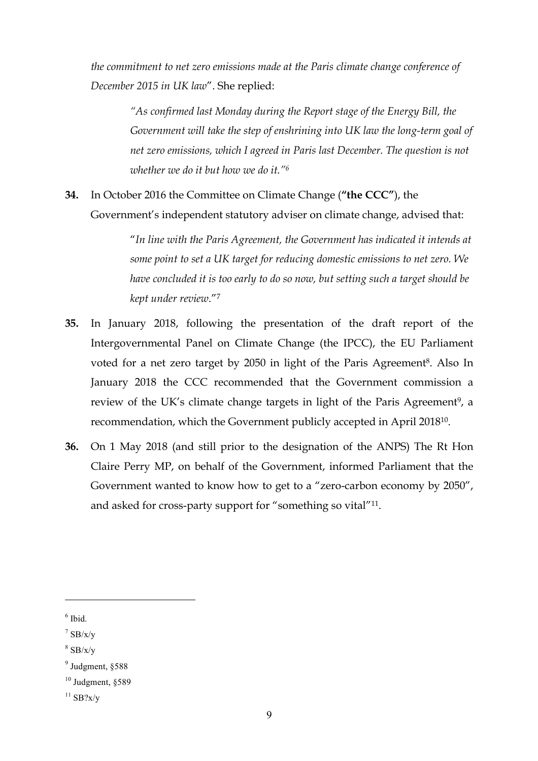*the commitment to net zero emissions made at the Paris climate change conference of December 2015 in UK law*". She replied:

> *"As confirmed last Monday during the Report stage of the Energy Bill, the Government will take the step of enshrining into UK law the long-term goal of net zero emissions, which I agreed in Paris last December. The question is not whether we do it but how we do it."*[6]

**34.** In October 2016 the Committee on Climate Change (**"the CCC"**), the Government's independent statutory adviser on climate change, advised that:

> "*In line with the Paris Agreement, the Government has indicated it intends at some point to set a UK target for reducing domestic emissions to net zero. We have concluded it is too early to do so now, but setting such a target should be kept under review*."[7]

**35.** In January 2018, following the presentation of the draft report of the Intergovernmental Panel on Climate Change (the IPCC), the EU Parliament voted for a net zero target by 2050 in light of the Paris Agreement[8]. Also In January 2018 the CCC recommended that the Government commission a review of the UK's climate change targets in light of the Paris Agreement[9], a recommendation, which the Government publicly accepted in April 2018[10].

**36.** On 1 May 2018 (and still prior to the designation of the ANPS) The Rt Hon Claire Perry MP, on behalf of the Government, informed Parliament that the Government wanted to know how to get to a "zero-carbon economy by 2050", and asked for cross-party support for "something so vital"[11].

---

[6] Ibid.

[7] SB/x/y

[8] SB/x/y

[9] Judgment, §588

[10] Judgment, §589

[11] SB?x/y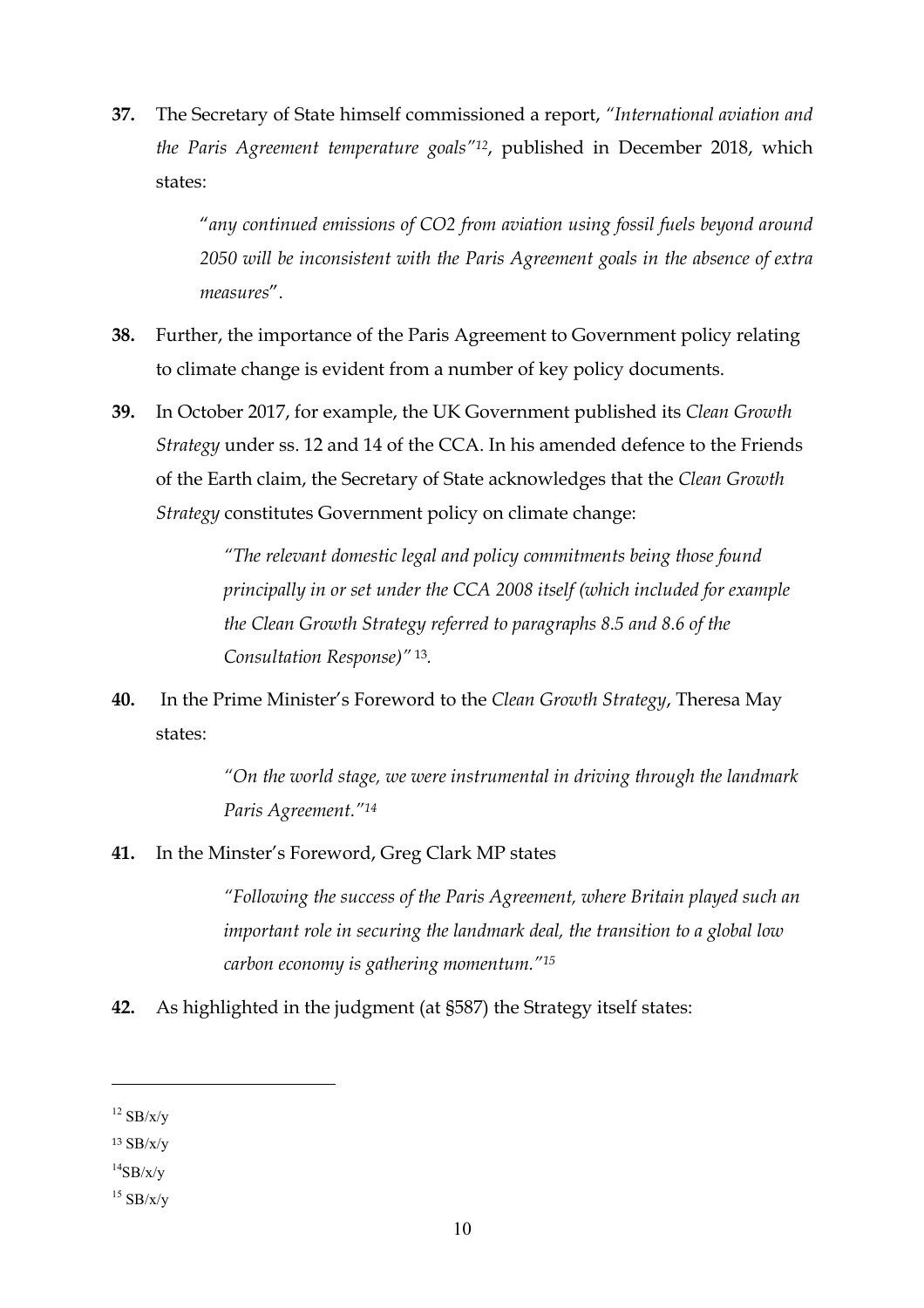**37.** The Secretary of State himself commissioned a report, *"International aviation and the Paris Agreement temperature goals"*[12], published in December 2018, which states:

> "*any continued emissions of $CO_2$ from aviation using fossil fuels beyond around 2050 will be inconsistent with the Paris Agreement goals in the absence of extra measures*".

**38.** Further, the importance of the Paris Agreement to Government policy relating to climate change is evident from a number of key policy documents.

**39.** In October 2017, for example, the UK Government published its *Clean Growth Strategy* under ss. 12 and 14 of the CCA. In his amended defence to the Friends of the Earth claim, the Secretary of State acknowledges that the *Clean Growth Strategy* constitutes Government policy on climate change:

> *"The relevant domestic legal and policy commitments being those found principally in or set under the CCA 2008 itself (which included for example the Clean Growth Strategy referred to paragraphs 8.5 and 8.6 of the Consultation Response)"* [13].

**40.** In the Prime Minister's Foreword to the *Clean Growth Strategy*, Theresa May states:

> *"On the world stage, we were instrumental in driving through the landmark Paris Agreement."*[14]

**41.** In the Minster's Foreword, Greg Clark MP states

> *"Following the success of the Paris Agreement, where Britain played such an important role in securing the landmark deal, the transition to a global low carbon economy is gathering momentum."*[15]

**42.** As highlighted in the judgment (at §587) the Strategy itself states:

---

[12] SB/x/y

[13] SB/x/y

[14] SB/x/y

[15] SB/x/y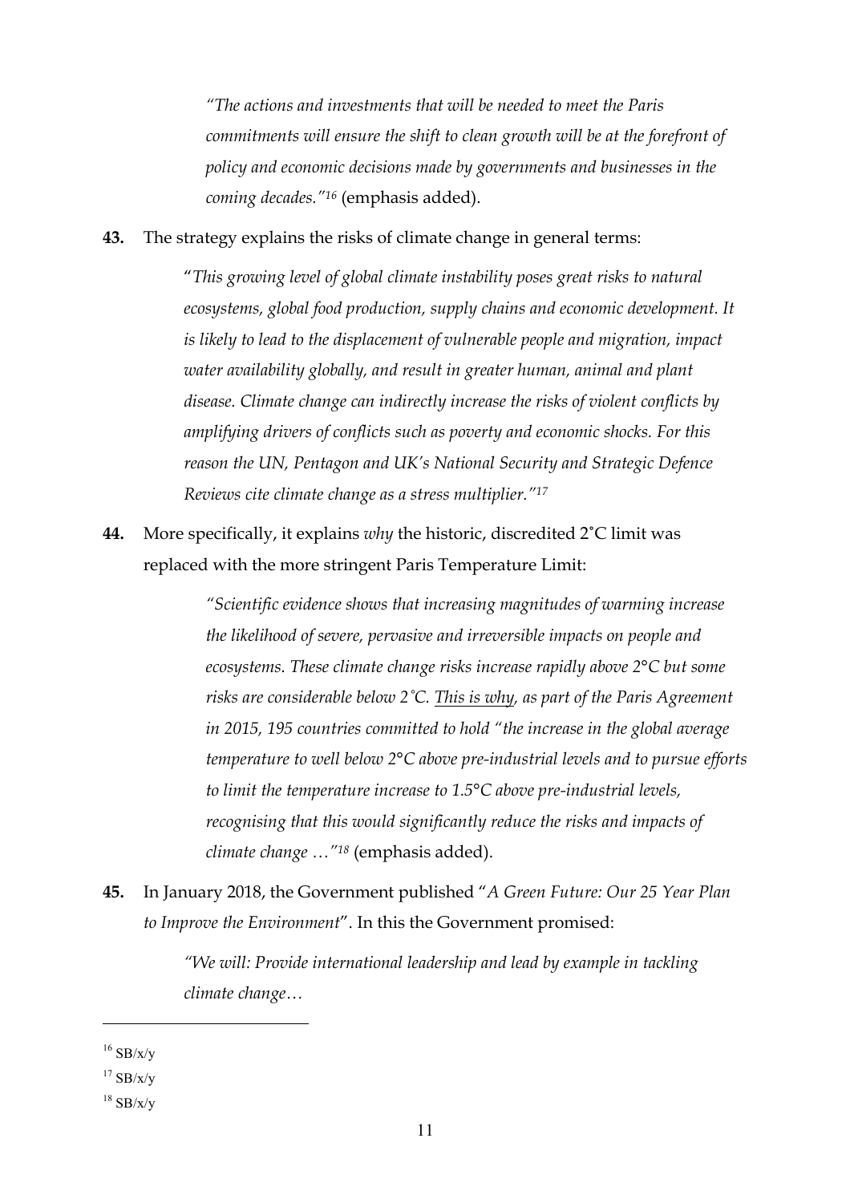> *"The actions and investments that will be needed to meet the Paris commitments will ensure the shift to clean growth will be at the forefront of policy and economic decisions made by governments and businesses in the coming decades."*[16] (emphasis added).

**43.** The strategy explains the risks of climate change in general terms:

> "*This growing level of global climate instability poses great risks to natural ecosystems, global food production, supply chains and economic development. It is likely to lead to the displacement of vulnerable people and migration, impact water availability globally, and result in greater human, animal and plant disease. Climate change can indirectly increase the risks of violent conflicts by amplifying drivers of conflicts such as poverty and economic shocks. For this reason the UN, Pentagon and UK's National Security and Strategic Defence Reviews cite climate change as a stress multiplier."*[17]

**44.** More specifically, it explains *why* the historic, discredited 2˚C limit was replaced with the more stringent Paris Temperature Limit:

> *"Scientific evidence shows that increasing magnitudes of warming increase the likelihood of severe, pervasive and irreversible impacts on people and ecosystems. These climate change risks increase rapidly above 2°C but some risks are considerable below 2˚C. <u>This is why</u>, as part of the Paris Agreement in 2015, 195 countries committed to hold "the increase in the global average temperature to well below 2°C above pre-industrial levels and to pursue efforts to limit the temperature increase to 1.5°C above pre-industrial levels, recognising that this would significantly reduce the risks and impacts of climate change …"*[18] (emphasis added).

**45.** In January 2018, the Government published "*A Green Future: Our 25 Year Plan to Improve the Environment*". In this the Government promised:

> *"We will: Provide international leadership and lead by example in tackling climate change…*

---

[16] SB/x/y

[17] SB/x/y

[18] SB/x/y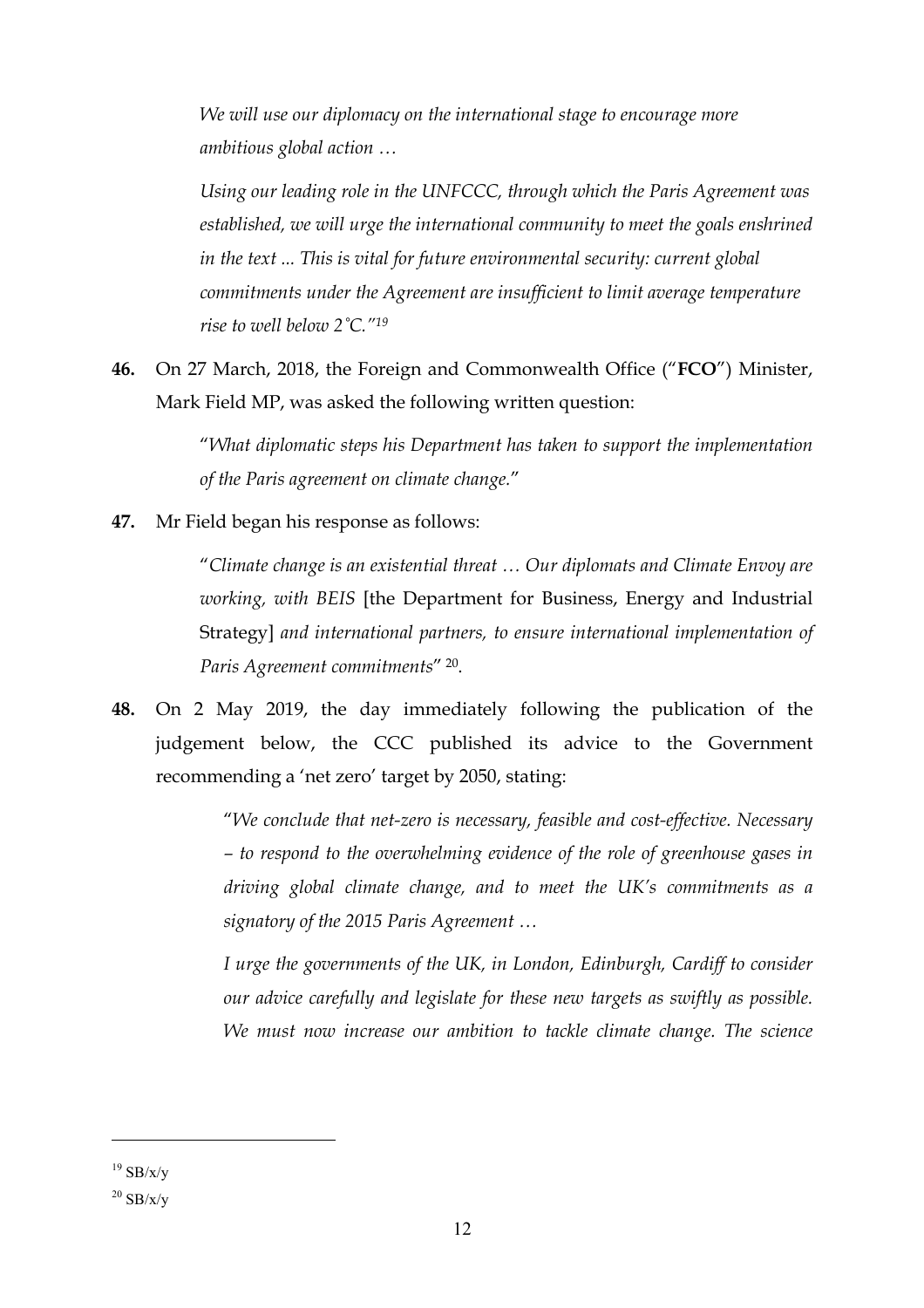> *We will use our diplomacy on the international stage to encourage more ambitious global action …*
>
> *Using our leading role in the UNFCCC, through which the Paris Agreement was established, we will urge the international community to meet the goals enshrined in the text ... This is vital for future environmental security: current global commitments under the Agreement are insufficient to limit average temperature rise to well below 2˚C."*[19]

**46.** On 27 March, 2018, the Foreign and Commonwealth Office ("**FCO**") Minister, Mark Field MP, was asked the following written question:

> "*What diplomatic steps his Department has taken to support the implementation of the Paris agreement on climate change.*"

**47.** Mr Field began his response as follows:

> "*Climate change is an existential threat … Our diplomats and Climate Envoy are working, with BEIS* [the Department for Business, Energy and Industrial Strategy] *and international partners, to ensure international implementation of Paris Agreement commitments*" [20].

**48.** On 2 May 2019, the day immediately following the publication of the judgement below, the CCC published its advice to the Government recommending a 'net zero' target by 2050, stating:

> "*We conclude that net-zero is necessary, feasible and cost-effective. Necessary – to respond to the overwhelming evidence of the role of greenhouse gases in driving global climate change, and to meet the UK's commitments as a signatory of the 2015 Paris Agreement …*
>
> *I urge the governments of the UK, in London, Edinburgh, Cardiff to consider our advice carefully and legislate for these new targets as swiftly as possible. We must now increase our ambition to tackle climate change. The science*

---

[19] SB/x/y

[20] SB/x/y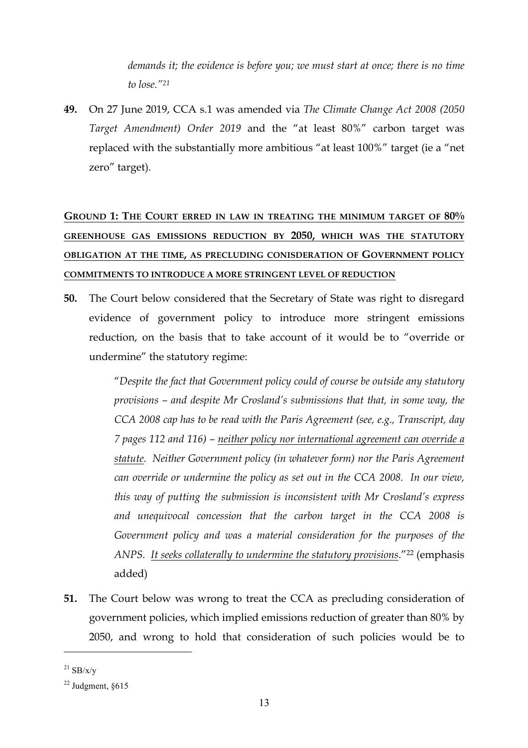*demands it; the evidence is before you; we must start at once; there is no time to lose."*[21]

**49.** On 27 June 2019, CCA s.1 was amended via *The Climate Change Act 2008 (2050 Target Amendment) Order 2019* and the "at least 80%" carbon target was replaced with the substantially more ambitious "at least 100%" target (ie a "net zero" target).

## <u>GROUND 1: THE COURT ERRED IN LAW IN TREATING THE MINIMUM TARGET OF 80% GREENHOUSE GAS EMISSIONS REDUCTION BY 2050, WHICH WAS THE STATUTORY OBLIGATION AT THE TIME, AS PRECLUDING CONISDERATION OF GOVERNMENT POLICY COMMITMENTS TO INTRODUCE A MORE STRINGENT LEVEL OF REDUCTION</u>

**50.** The Court below considered that the Secretary of State was right to disregard evidence of government policy to introduce more stringent emissions reduction, on the basis that to take account of it would be to "override or undermine" the statutory regime:

> "*Despite the fact that Government policy could of course be outside any statutory provisions – and despite Mr Crosland's submissions that that, in some way, the CCA 2008 cap has to be read with the Paris Agreement (see, e.g., Transcript, day 7 pages 112 and 116) – <u>neither policy nor international agreement can override a statute</u>. Neither Government policy (in whatever form) nor the Paris Agreement can override or undermine the policy as set out in the CCA 2008. In our view, this way of putting the submission is inconsistent with Mr Crosland's express and unequivocal concession that the carbon target in the CCA 2008 is Government policy and was a material consideration for the purposes of the ANPS. <u>It seeks collaterally to undermine the statutory provisions</u>.*"[22] (emphasis added)

**51.** The Court below was wrong to treat the CCA as precluding consideration of government policies, which implied emissions reduction of greater than 80% by 2050, and wrong to hold that consideration of such policies would be to

---

[21] SB/x/y

[22] Judgment, §615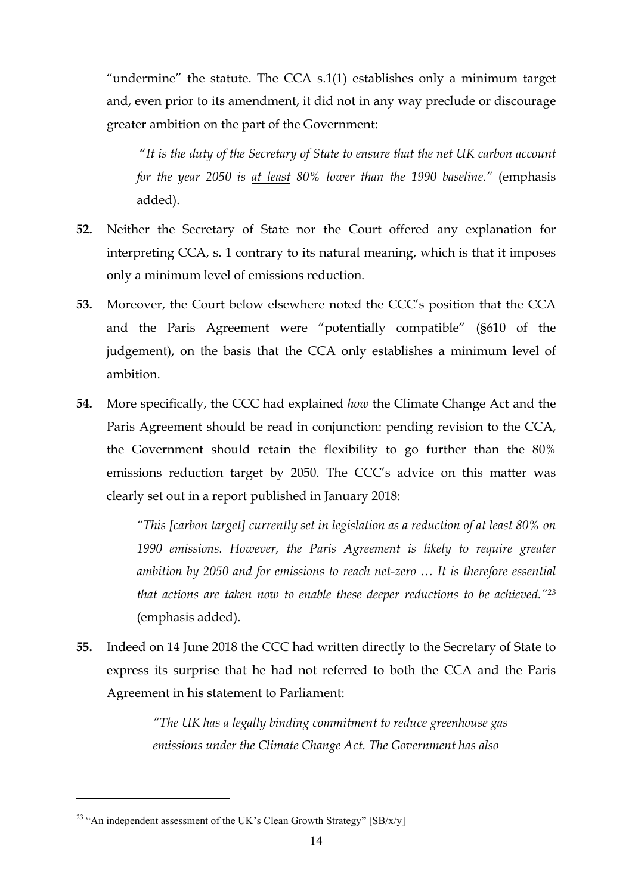"undermine" the statute. The CCA s.1(1) establishes only a minimum target and, even prior to its amendment, it did not in any way preclude or discourage greater ambition on the part of the Government:

> "*It is the duty of the Secretary of State to ensure that the net UK carbon account for the year 2050 is <u>at least</u> 80% lower than the 1990 baseline.*" (emphasis added).

**52.** Neither the Secretary of State nor the Court offered any explanation for interpreting CCA, s. 1 contrary to its natural meaning, which is that it imposes only a minimum level of emissions reduction.

**53.** Moreover, the Court below elsewhere noted the CCC's position that the CCA and the Paris Agreement were "potentially compatible" (§610 of the judgement), on the basis that the CCA only establishes a minimum level of ambition.

**54.** More specifically, the CCC had explained *how* the Climate Change Act and the Paris Agreement should be read in conjunction: pending revision to the CCA, the Government should retain the flexibility to go further than the 80% emissions reduction target by 2050. The CCC's advice on this matter was clearly set out in a report published in January 2018:

> *"This [carbon target] currently set in legislation as a reduction of <u>at least</u> 80% on 1990 emissions. However, the Paris Agreement is likely to require greater ambition by 2050 and for emissions to reach net-zero … It is therefore <u>essential</u> that actions are taken now to enable these deeper reductions to be achieved."*[23] (emphasis added).

**55.** Indeed on 14 June 2018 the CCC had written directly to the Secretary of State to express its surprise that he had not referred to <u>both</u> the CCA <u>and</u> the Paris Agreement in his statement to Parliament:

> *"The UK has a legally binding commitment to reduce greenhouse gas emissions under the Climate Change Act. The Government has <u>also</u>*

---

[23] "An independent assessment of the UK's Clean Growth Strategy" [SB/x/y]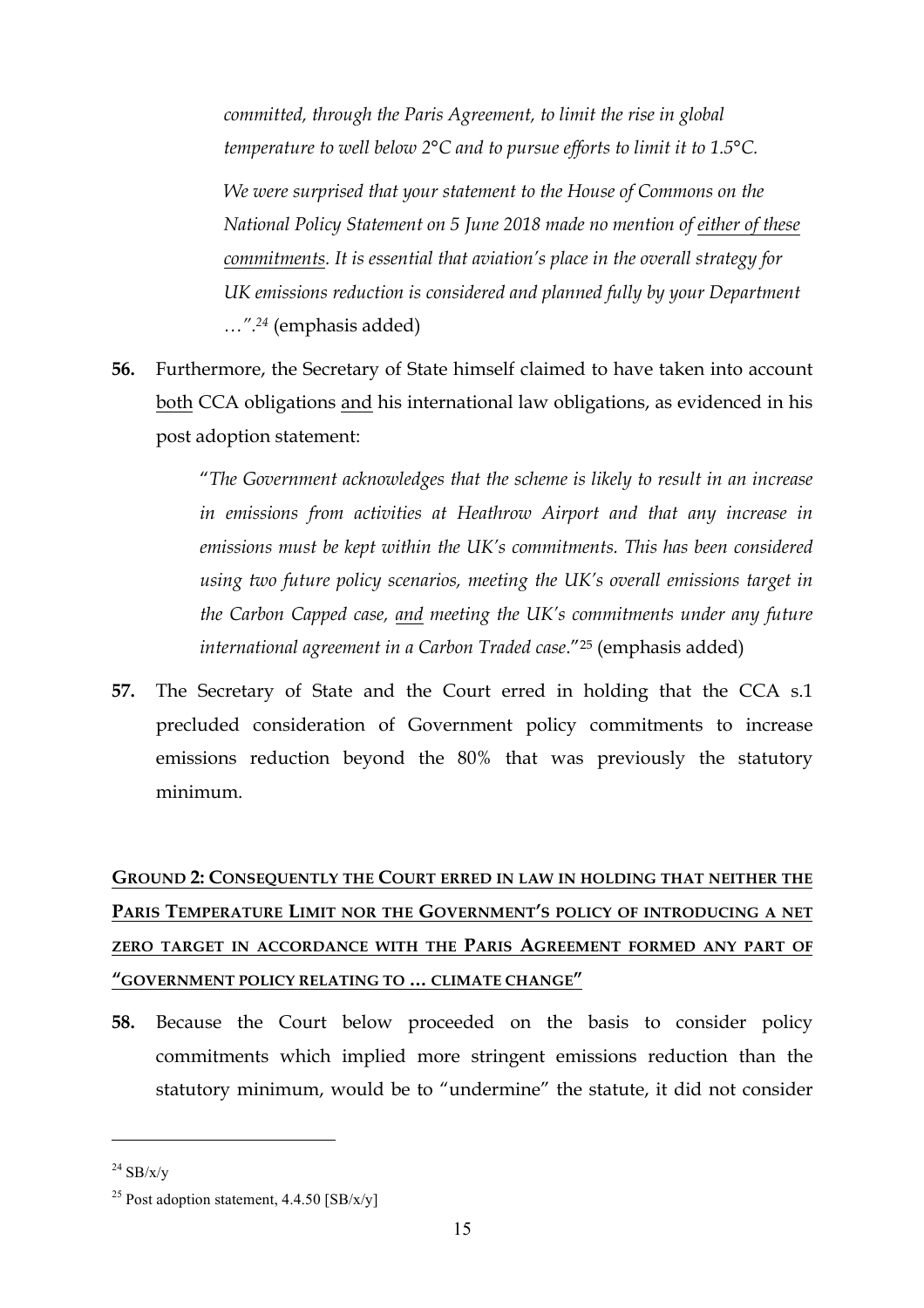> *committed, through the Paris Agreement, to limit the rise in global temperature to well below 2°C and to pursue efforts to limit it to 1.5°C.*
>
> *We were surprised that your statement to the House of Commons on the National Policy Statement on 5 June 2018 made no mention of <u>either of these commitments</u>. It is essential that aviation's place in the overall strategy for UK emissions reduction is considered and planned fully by your Department …".*[24] (emphasis added)

**56.** Furthermore, the Secretary of State himself claimed to have taken into account <u>both</u> CCA obligations <u>and</u> his international law obligations, as evidenced in his post adoption statement:

> "*The Government acknowledges that the scheme is likely to result in an increase in emissions from activities at Heathrow Airport and that any increase in emissions must be kept within the UK's commitments. This has been considered using two future policy scenarios, meeting the UK's overall emissions target in the Carbon Capped case, <u>and</u> meeting the UK's commitments under any future international agreement in a Carbon Traded case.*"[25] (emphasis added)

**57.** The Secretary of State and the Court erred in holding that the CCA s.1 precluded consideration of Government policy commitments to increase emissions reduction beyond the 80% that was previously the statutory minimum.

## <u>GROUND 2: CONSEQUENTLY THE COURT ERRED IN LAW IN HOLDING THAT NEITHER THE PARIS TEMPERATURE LIMIT NOR THE GOVERNMENT'S POLICY OF INTRODUCING A NET ZERO TARGET IN ACCORDANCE WITH THE PARIS AGREEMENT FORMED ANY PART OF "GOVERNMENT POLICY RELATING TO … CLIMATE CHANGE"</u>

**58.** Because the Court below proceeded on the basis to consider policy commitments which implied more stringent emissions reduction than the statutory minimum, would be to "undermine" the statute, it did not consider

---

[24] SB/x/y

[25] Post adoption statement, 4.4.50 [SB/x/y]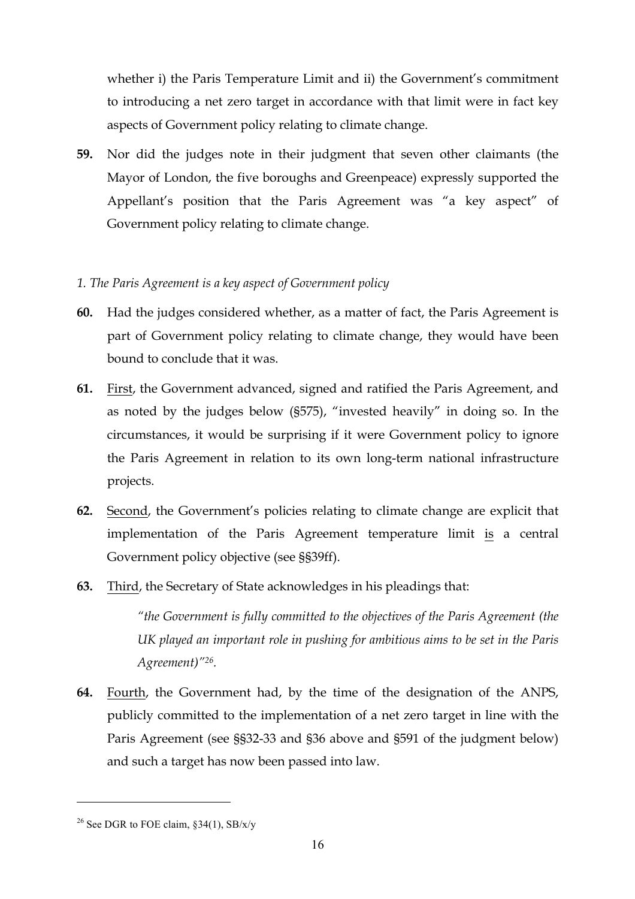whether i) the Paris Temperature Limit and ii) the Government's commitment to introducing a net zero target in accordance with that limit were in fact key aspects of Government policy relating to climate change.

**59.** Nor did the judges note in their judgment that seven other claimants (the Mayor of London, the five boroughs and Greenpeace) expressly supported the Appellant's position that the Paris Agreement was "a key aspect" of Government policy relating to climate change.

*1. The Paris Agreement is a key aspect of Government policy*

**60.** Had the judges considered whether, as a matter of fact, the Paris Agreement is part of Government policy relating to climate change, they would have been bound to conclude that it was.

**61.** First, the Government advanced, signed and ratified the Paris Agreement, and as noted by the judges below (§575), "invested heavily" in doing so. In the circumstances, it would be surprising if it were Government policy to ignore the Paris Agreement in relation to its own long-term national infrastructure projects.

**62.** Second, the Government's policies relating to climate change are explicit that implementation of the Paris Agreement temperature limit is a central Government policy objective (see §§39ff).

**63.** Third, the Secretary of State acknowledges in his pleadings that:

> *"the Government is fully committed to the objectives of the Paris Agreement (the UK played an important role in pushing for ambitious aims to be set in the Paris Agreement)"*[26].

**64.** Fourth, the Government had, by the time of the designation of the ANPS, publicly committed to the implementation of a net zero target in line with the Paris Agreement (see §§32-33 and §36 above and §591 of the judgment below) and such a target has now been passed into law.

---

[26] See DGR to FOE claim, §34(1), SB/x/y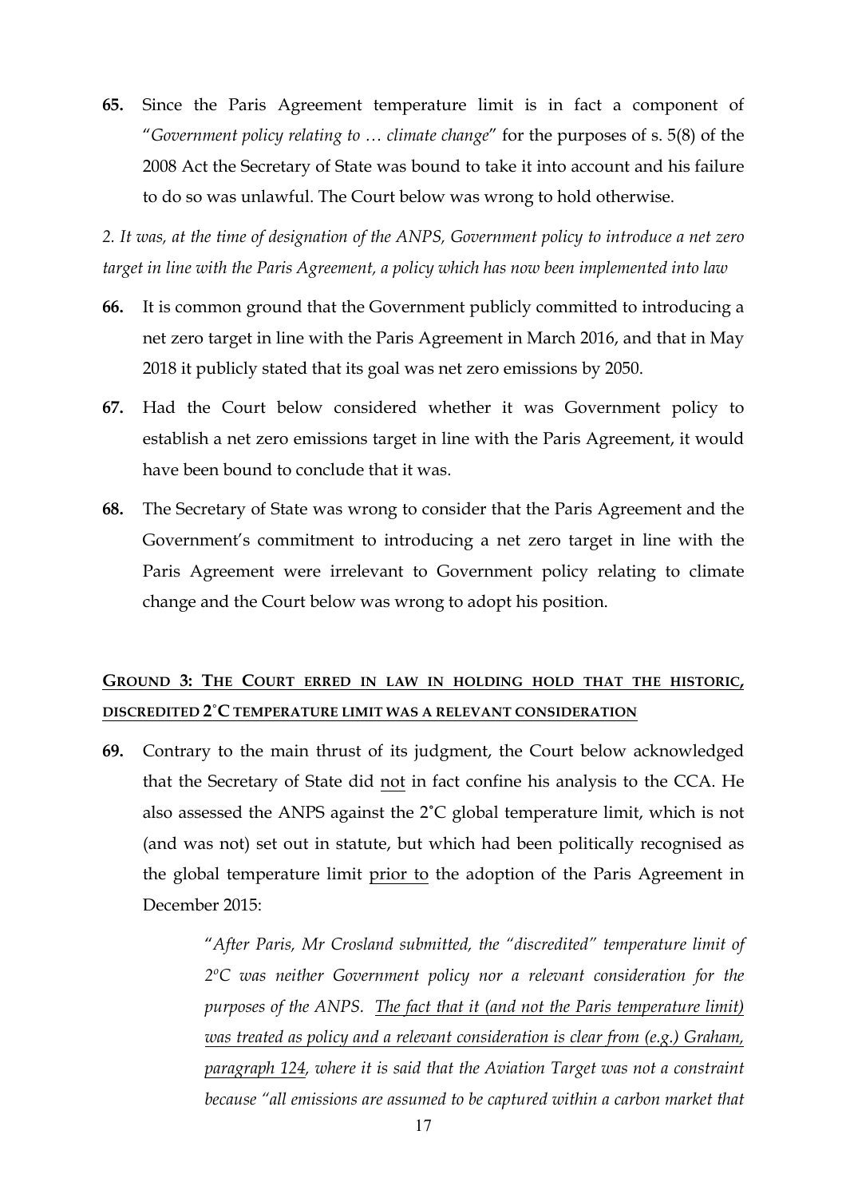**65.** Since the Paris Agreement temperature limit is in fact a component of "*Government policy relating to … climate change*" for the purposes of s. 5(8) of the 2008 Act the Secretary of State was bound to take it into account and his failure to do so was unlawful. The Court below was wrong to hold otherwise.

*2. It was, at the time of designation of the ANPS, Government policy to introduce a net zero target in line with the Paris Agreement, a policy which has now been implemented into law*

**66.** It is common ground that the Government publicly committed to introducing a net zero target in line with the Paris Agreement in March 2016, and that in May 2018 it publicly stated that its goal was net zero emissions by 2050.

**67.** Had the Court below considered whether it was Government policy to establish a net zero emissions target in line with the Paris Agreement, it would have been bound to conclude that it was.

**68.** The Secretary of State was wrong to consider that the Paris Agreement and the Government's commitment to introducing a net zero target in line with the Paris Agreement were irrelevant to Government policy relating to climate change and the Court below was wrong to adopt his position.

## <u>GROUND 3: THE COURT ERRED IN LAW IN HOLDING HOLD THAT THE HISTORIC, DISCREDITED 2˚C TEMPERATURE LIMIT WAS A RELEVANT CONSIDERATION</u>

**69.** Contrary to the main thrust of its judgment, the Court below acknowledged that the Secretary of State did <u>not</u> in fact confine his analysis to the CCA. He also assessed the ANPS against the 2˚C global temperature limit, which is not (and was not) set out in statute, but which had been politically recognised as the global temperature limit <u>prior to</u> the adoption of the Paris Agreement in December 2015:

> "*After Paris, Mr Crosland submitted, the "discredited" temperature limit of 2°C was neither Government policy nor a relevant consideration for the purposes of the ANPS. <u>The fact that it (and not the Paris temperature limit) was treated as policy and a relevant consideration is clear from (e.g.) Graham, paragraph 124</u>, where it is said that the Aviation Target was not a constraint because "all emissions are assumed to be captured within a carbon market that*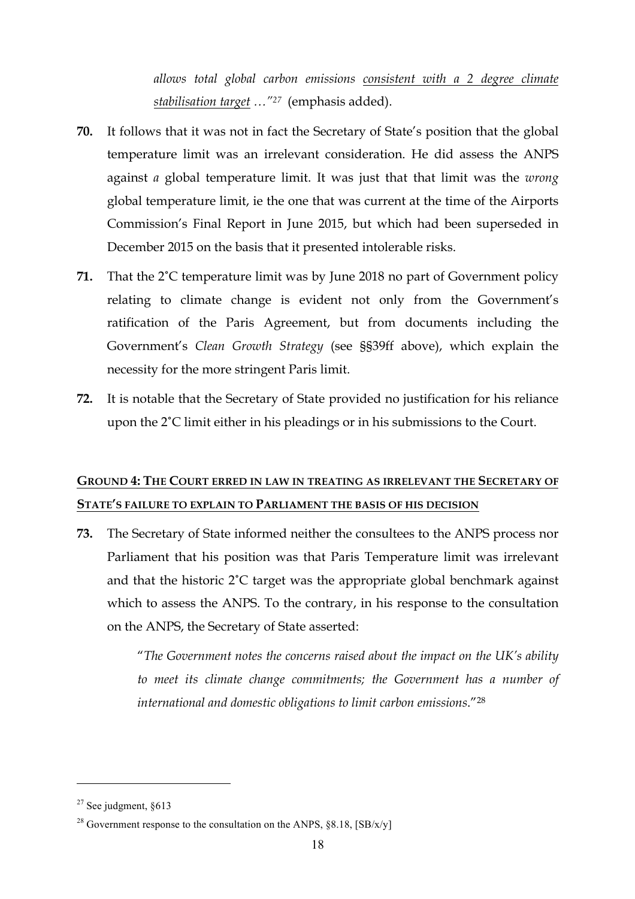*allows total global carbon emissions consistent with a 2 degree climate stabilisation target …"*[27] (emphasis added).

**70.** It follows that it was not in fact the Secretary of State's position that the global temperature limit was an irrelevant consideration. He did assess the ANPS against *a* global temperature limit. It was just that that limit was the *wrong* global temperature limit, ie the one that was current at the time of the Airports Commission's Final Report in June 2015, but which had been superseded in December 2015 on the basis that it presented intolerable risks.

**71.** That the 2˚C temperature limit was by June 2018 no part of Government policy relating to climate change is evident not only from the Government's ratification of the Paris Agreement, but from documents including the Government's *Clean Growth Strategy* (see §§39ff above), which explain the necessity for the more stringent Paris limit.

**72.** It is notable that the Secretary of State provided no justification for his reliance upon the 2˚C limit either in his pleadings or in his submissions to the Court.

## GROUND 4: THE COURT ERRED IN LAW IN TREATING AS IRRELEVANT THE SECRETARY OF STATE'S FAILURE TO EXPLAIN TO PARLIAMENT THE BASIS OF HIS DECISION

**73.** The Secretary of State informed neither the consultees to the ANPS process nor Parliament that his position was that Paris Temperature limit was irrelevant and that the historic 2˚C target was the appropriate global benchmark against which to assess the ANPS. To the contrary, in his response to the consultation on the ANPS, the Secretary of State asserted:

> "*The Government notes the concerns raised about the impact on the UK's ability to meet its climate change commitments; the Government has a number of international and domestic obligations to limit carbon emissions*."[28]

---

[27] See judgment, §613

[28] Government response to the consultation on the ANPS, §8.18, [SB/x/y]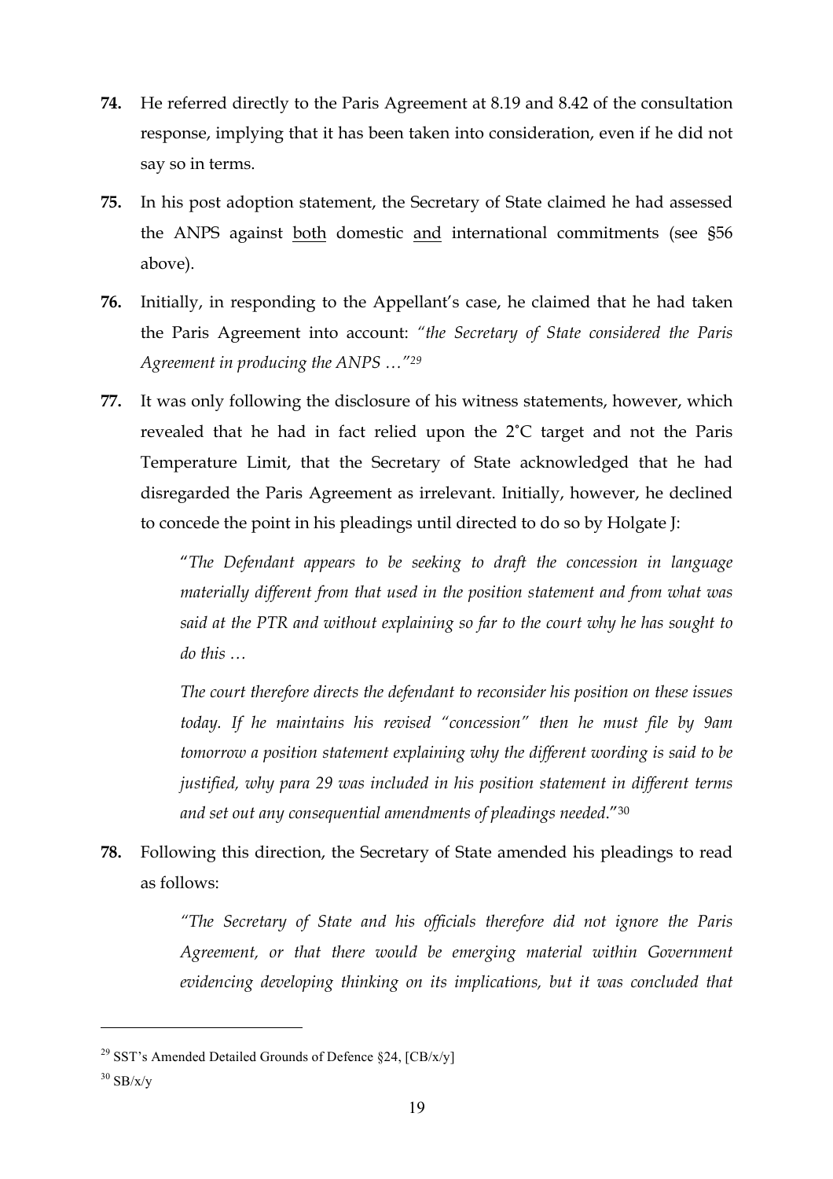**74.** He referred directly to the Paris Agreement at 8.19 and 8.42 of the consultation response, implying that it has been taken into consideration, even if he did not say so in terms.

**75.** In his post adoption statement, the Secretary of State claimed he had assessed the ANPS against <u>both</u> domestic <u>and</u> international commitments (see §56 above).

**76.** Initially, in responding to the Appellant's case, he claimed that he had taken the Paris Agreement into account: *"the Secretary of State considered the Paris Agreement in producing the ANPS …"*[29]

**77.** It was only following the disclosure of his witness statements, however, which revealed that he had in fact relied upon the 2˚C target and not the Paris Temperature Limit, that the Secretary of State acknowledged that he had disregarded the Paris Agreement as irrelevant. Initially, however, he declined to concede the point in his pleadings until directed to do so by Holgate J:

> "*The Defendant appears to be seeking to draft the concession in language materially different from that used in the position statement and from what was said at the PTR and without explaining so far to the court why he has sought to do this …*
>
> *The court therefore directs the defendant to reconsider his position on these issues today. If he maintains his revised "concession" then he must file by 9am tomorrow a position statement explaining why the different wording is said to be justified, why para 29 was included in his position statement in different terms and set out any consequential amendments of pleadings needed.*"[30]

**78.** Following this direction, the Secretary of State amended his pleadings to read as follows:

> *"The Secretary of State and his officials therefore did not ignore the Paris Agreement, or that there would be emerging material within Government evidencing developing thinking on its implications, but it was concluded that*

---

[29] SST's Amended Detailed Grounds of Defence §24, [CB/x/y]

[30] SB/x/y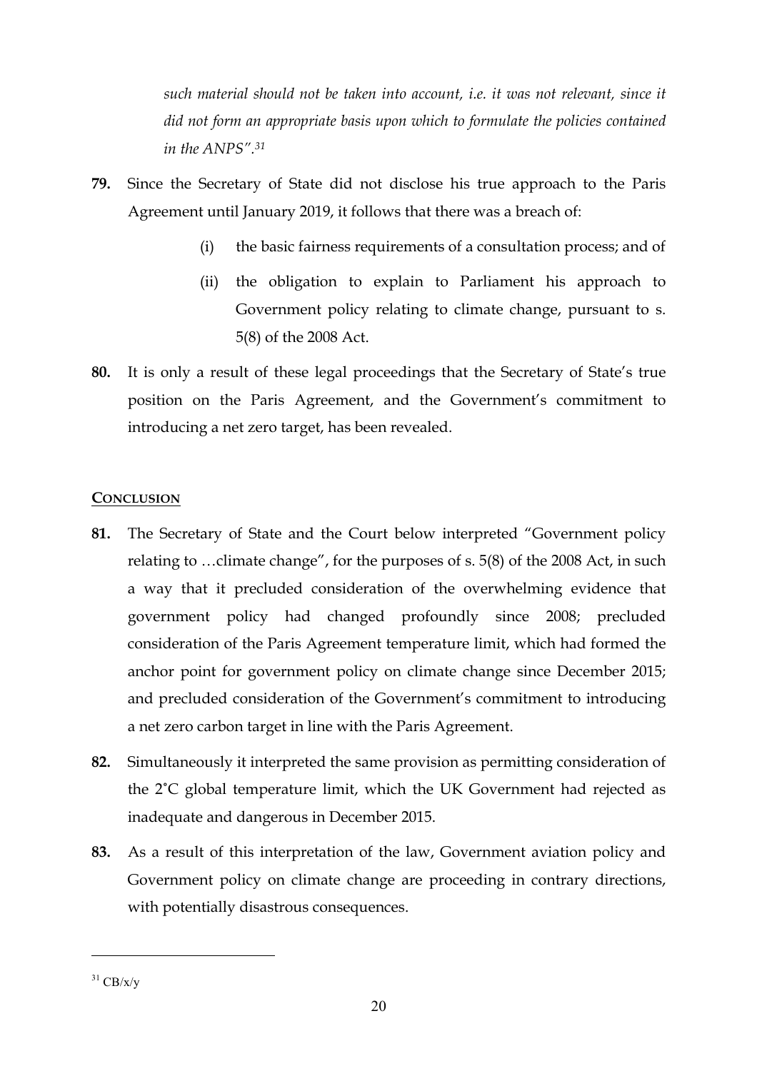*such material should not be taken into account, i.e. it was not relevant, since it did not form an appropriate basis upon which to formulate the policies contained in the ANPS".*[31]

**79.** Since the Secretary of State did not disclose his true approach to the Paris Agreement until January 2019, it follows that there was a breach of:

(i) the basic fairness requirements of a consultation process; and of

(ii) the obligation to explain to Parliament his approach to Government policy relating to climate change, pursuant to s. 5(8) of the 2008 Act.

**80.** It is only a result of these legal proceedings that the Secretary of State's true position on the Paris Agreement, and the Government's commitment to introducing a net zero target, has been revealed.

## CONCLUSION

**81.** The Secretary of State and the Court below interpreted "Government policy relating to …climate change", for the purposes of s. 5(8) of the 2008 Act, in such a way that it precluded consideration of the overwhelming evidence that government policy had changed profoundly since 2008; precluded consideration of the Paris Agreement temperature limit, which had formed the anchor point for government policy on climate change since December 2015; and precluded consideration of the Government's commitment to introducing a net zero carbon target in line with the Paris Agreement.

**82.** Simultaneously it interpreted the same provision as permitting consideration of the 2˚C global temperature limit, which the UK Government had rejected as inadequate and dangerous in December 2015.

**83.** As a result of this interpretation of the law, Government aviation policy and Government policy on climate change are proceeding in contrary directions, with potentially disastrous consequences.

---

[31] CB/x/y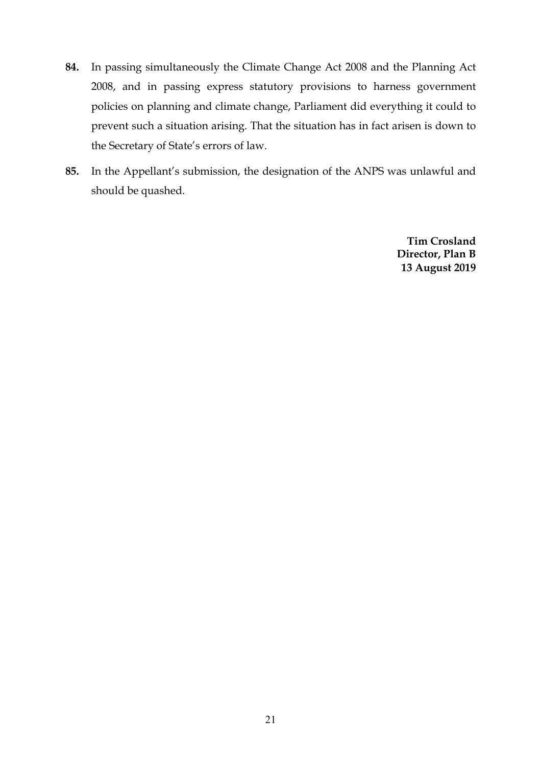**84.** In passing simultaneously the Climate Change Act 2008 and the Planning Act 2008, and in passing express statutory provisions to harness government policies on planning and climate change, Parliament did everything it could to prevent such a situation arising. That the situation has in fact arisen is down to the Secretary of State's errors of law.

**85.** In the Appellant's submission, the designation of the ANPS was unlawful and should be quashed.

**Tim Crosland**
**Director, Plan B**
**13 August 2019**